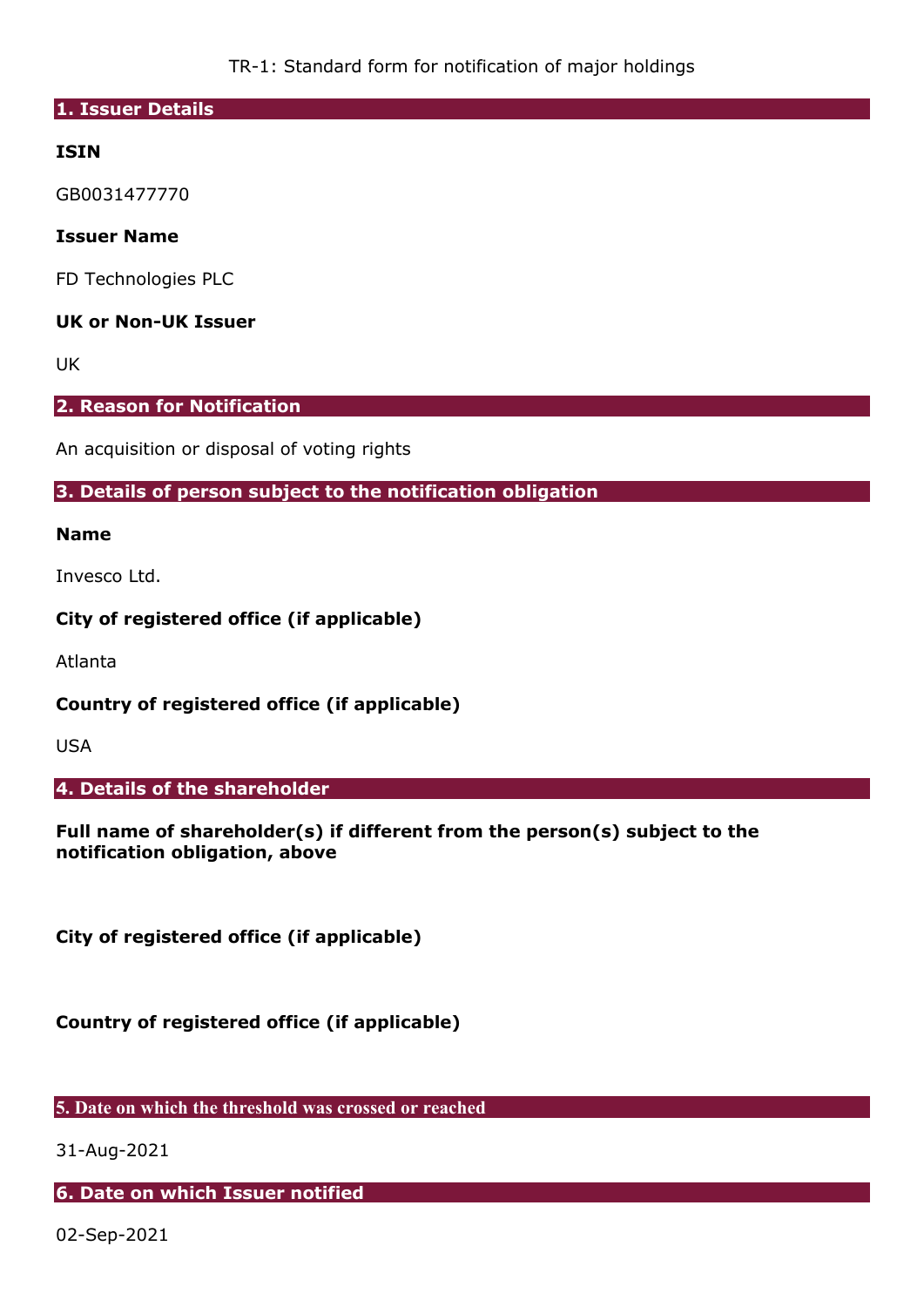TR-1: Standard form for notification of major holdings

## 1. Issuer Details

**ISIN**

GB0031477770

**Issuer Name**

FD Technologies PLC

**UK or Non-UK Issuer**

UK

## 2. Reason for Notification

An acquisition or disposal of voting rights

## 3. Details of person subject to the notification obligation

**Name**

Invesco Ltd.

**City of registered office (if applicable)**

Atlanta

**Country of registered office (if applicable)**

USA

## 4. Details of the shareholder

**Full name of shareholder(s) if different from the person(s) subject to the notification obligation, above**

**City of registered office (if applicable)**

**Country of registered office (if applicable)**

## 5. Date on which the threshold was crossed or reached

31-Aug-2021

## 6. Date on which Issuer notified

02-Sep-2021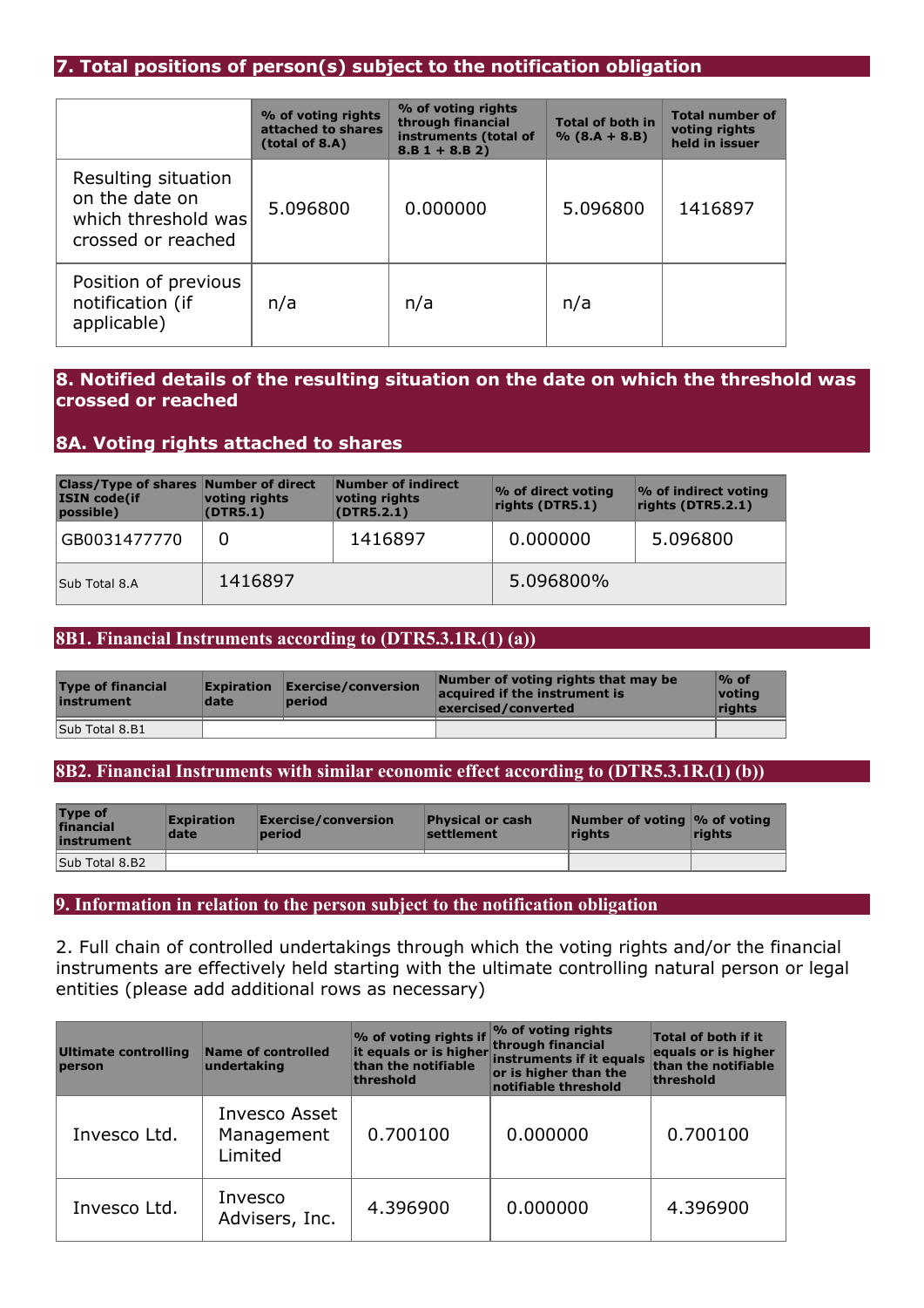## 7. Total positions of person(s) subject to the notification obligation

| | % of voting rights attached to shares (total of 8.A) | % of voting rights through financial instruments (total of 8.B 1 + 8.B 2) | Total of both in % (8.A + 8.B) | Total number of voting rights held in issuer |
|---|---|---|---|---|
| Resulting situation on the date on which threshold was crossed or reached | 5.096800 | 0.000000 | 5.096800 | 1416897 |
| Position of previous notification (if applicable) | n/a | n/a | n/a | |

## 8. Notified details of the resulting situation on the date on which the threshold was crossed or reached

### 8A. Voting rights attached to shares

| Class/Type of shares ISIN code(if possible) | Number of direct voting rights (DTR5.1) | Number of indirect voting rights (DTR5.2.1) | % of direct voting rights (DTR5.1) | % of indirect voting rights (DTR5.2.1) |
|---|---|---|---|---|
| GB0031477770 | 0 | 1416897 | 0.000000 | 5.096800 |
| Sub Total 8.A | 1416897 | | 5.096800% | |

### 8B1. Financial Instruments according to (DTR5.3.1R.(1) (a))

| Type of financial instrument | Expiration date | Exercise/conversion period | Number of voting rights that may be acquired if the instrument is exercised/converted | % of voting rights |
|---|---|---|---|---|
| Sub Total 8.B1 | | | | |

### 8B2. Financial Instruments with similar economic effect according to (DTR5.3.1R.(1) (b))

| Type of financial instrument | Expiration date | Exercise/conversion period | Physical or cash settlement | Number of voting rights | % of voting rights |
|---|---|---|---|---|---|
| Sub Total 8.B2 | | | | | |

## 9. Information in relation to the person subject to the notification obligation

2. Full chain of controlled undertakings through which the voting rights and/or the financial instruments are effectively held starting with the ultimate controlling natural person or legal entities (please add additional rows as necessary)

| Ultimate controlling person | Name of controlled undertaking | % of voting rights if it equals or is higher than the notifiable threshold | % of voting rights through financial instruments if it equals or is higher than the notifiable threshold | Total of both if it equals or is higher than the notifiable threshold |
|---|---|---|---|---|
| Invesco Ltd. | Invesco Asset Management Limited | 0.700100 | 0.000000 | 0.700100 |
| Invesco Ltd. | Invesco Advisers, Inc. | 4.396900 | 0.000000 | 4.396900 |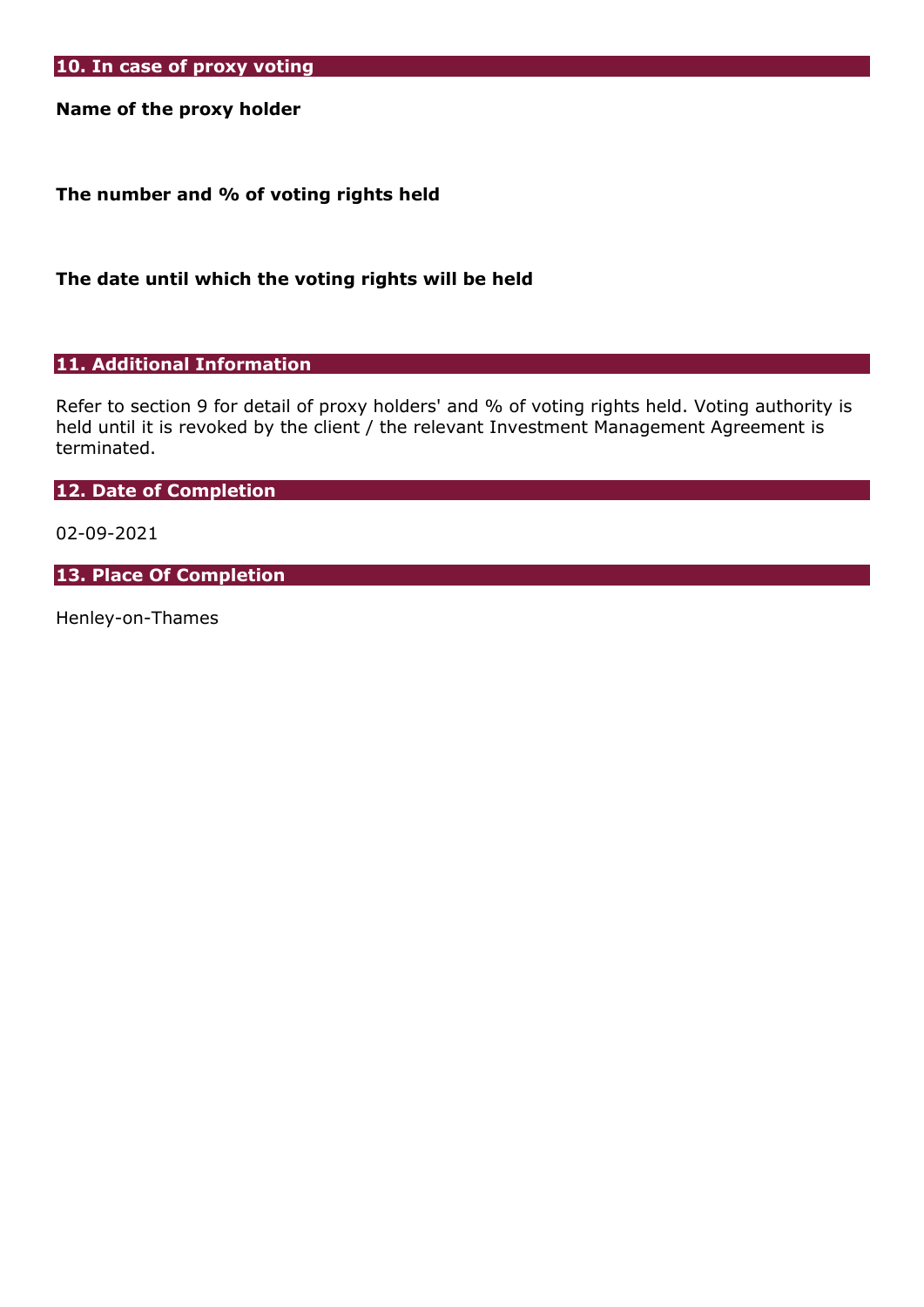## 10. In case of proxy voting

**Name of the proxy holder**

**The number and % of voting rights held**

**The date until which the voting rights will be held**

## 11. Additional Information

Refer to section 9 for detail of proxy holders' and % of voting rights held. Voting authority is held until it is revoked by the client / the relevant Investment Management Agreement is terminated.

## 12. Date of Completion

02-09-2021

## 13. Place Of Completion

Henley-on-Thames